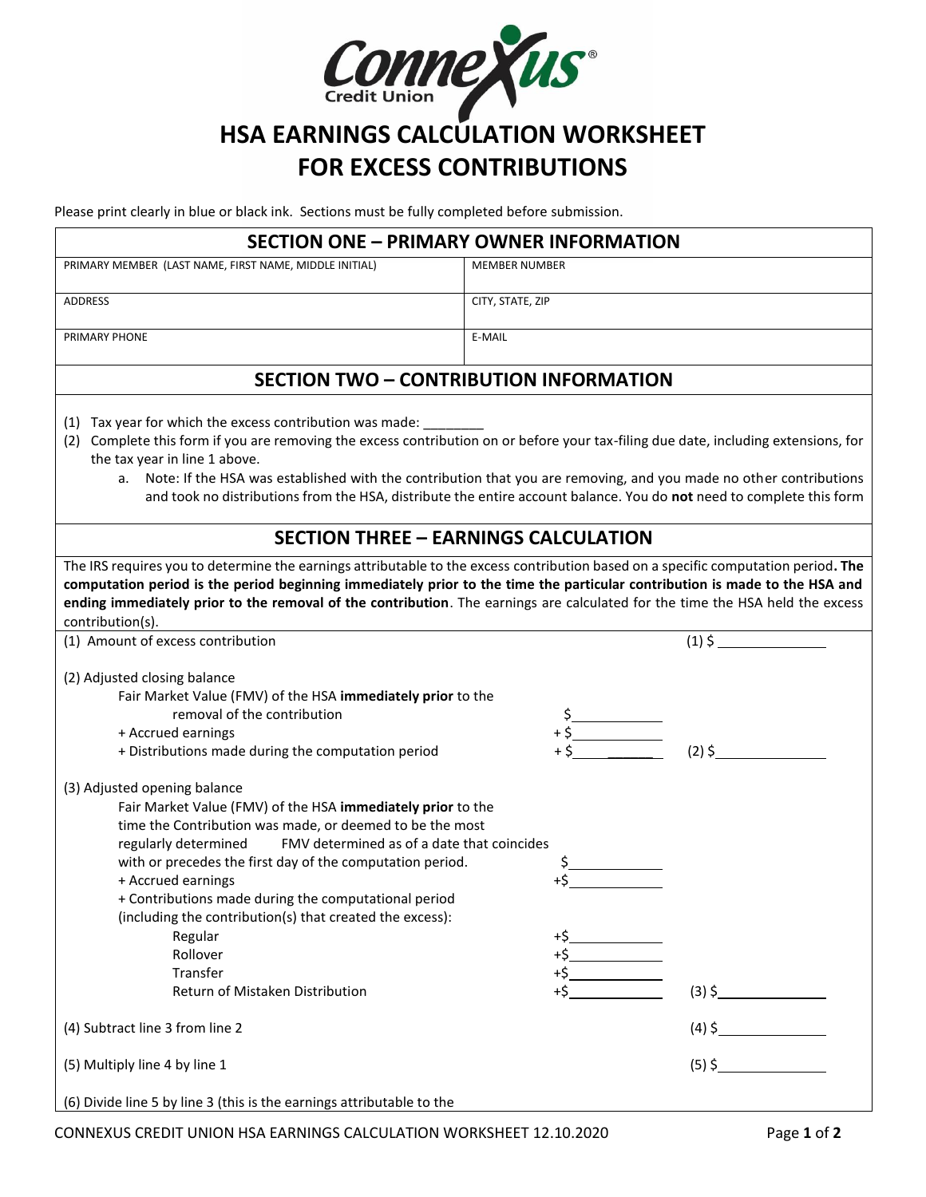# HSA EARNINGS CALCULATION WORKSHEET FOR EXCESS CONTRIBUTIONS

Please print clearly in blue or black ink. Sections must be fully completed before submission.

## SECTION ONE – PRIMARY OWNER INFORMATION

| PRIMARY MEMBER (LAST NAME, FIRST NAME, MIDDLE INITIAL) | MEMBER NUMBER |
|---|---|
| ADDRESS | CITY, STATE, ZIP |
| PRIMARY PHONE | E-MAIL |

## SECTION TWO – CONTRIBUTION INFORMATION

(1) Tax year for which the excess contribution was made: ________

(2) Complete this form if you are removing the excess contribution on or before your tax-filing due date, including extensions, for the tax year in line 1 above.

a. Note: If the HSA was established with the contribution that you are removing, and you made no other contributions and took no distributions from the HSA, distribute the entire account balance. You do **not** need to complete this form

## SECTION THREE – EARNINGS CALCULATION

The IRS requires you to determine the earnings attributable to the excess contribution based on a specific computation period**. The computation period is the period beginning immediately prior to the time the particular contribution is made to the HSA and ending immediately prior to the removal of the contribution**. The earnings are calculated for the time the HSA held the excess contribution(s).

(1) Amount of excess contribution (1) $________

(2) Adjusted closing balance

- Fair Market Value (FMV) of the HSA **immediately prior** to the removal of the contribution $________
- \+ Accrued earnings + $________
- \+ Distributions made during the computation period + $________ (2) $________

(3) Adjusted opening balance

- Fair Market Value (FMV) of the HSA **immediately prior** to the time the Contribution was made, or deemed to be the most regularly determined FMV determined as of a date that coincides with or precedes the first day of the computation period. $________
- \+ Accrued earnings +$________
- \+ Contributions made during the computational period (including the contribution(s) that created the excess):
  - Regular +$________
  - Rollover +$________
  - Transfer +$________
  - Return of Mistaken Distribution +$________ (3) $________

(4) Subtract line 3 from line 2 (4) $________

(5) Multiply line 4 by line 1 (5) $________

(6) Divide line 5 by line 3 (this is the earnings attributable to the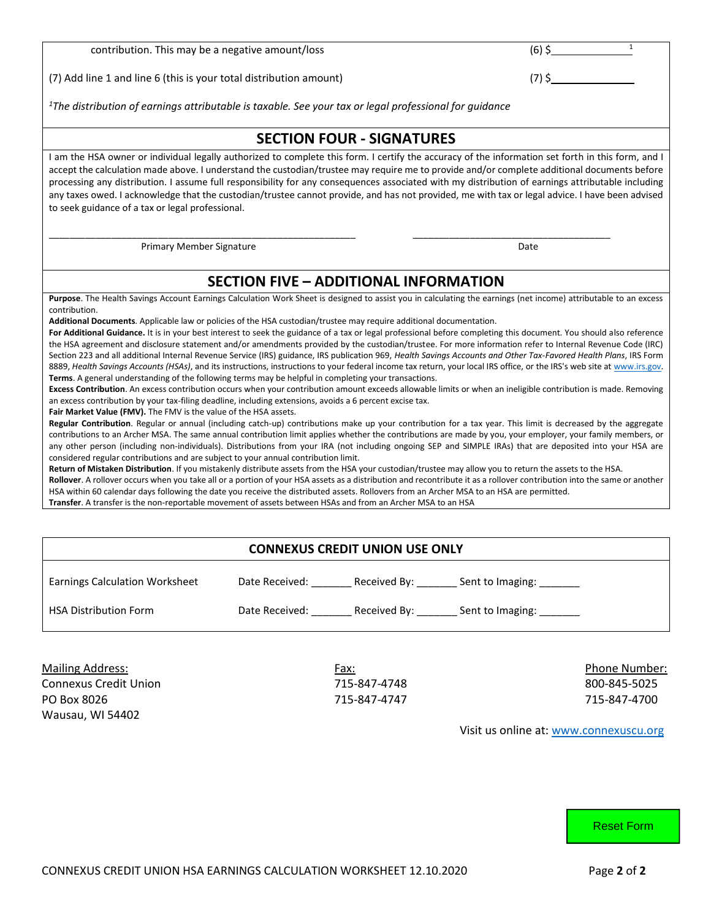contribution. This may be a negative amount/loss (6) $\_\_\_\_\_\_\_\_\_\_\_\_\_\_[1]

(7) Add line 1 and line 6 (this is your total distribution amount) (7) $\_\_\_\_\_\_\_\_\_\_\_\_\_\_

*[1]The distribution of earnings attributable is taxable. See your tax or legal professional for guidance*

## SECTION FOUR - SIGNATURES

I am the HSA owner or individual legally authorized to complete this form. I certify the accuracy of the information set forth in this form, and I accept the calculation made above. I understand the custodian/trustee may require me to provide and/or complete additional documents before processing any distribution. I assume full responsibility for any consequences associated with my distribution of earnings attributable including any taxes owed. I acknowledge that the custodian/trustee cannot provide, and has not provided, me with tax or legal advice. I have been advised to seek guidance of a tax or legal professional.

\_\_\_\_\_\_\_\_\_\_\_\_\_\_\_\_\_\_\_\_\_\_\_\_\_\_\_\_\_\_\_\_\_\_\_\_\_\_\_\_ \_\_\_\_\_\_\_\_\_\_\_\_\_\_\_\_\_\_\_\_\_\_\_\_\_\_\_\_\_\_

Primary Member Signature Date

## SECTION FIVE – ADDITIONAL INFORMATION

**Purpose**. The Health Savings Account Earnings Calculation Work Sheet is designed to assist you in calculating the earnings (net income) attributable to an excess contribution.

**Additional Documents**. Applicable law or policies of the HSA custodian/trustee may require additional documentation.

**For Additional Guidance.** It is in your best interest to seek the guidance of a tax or legal professional before completing this document. You should also reference the HSA agreement and disclosure statement and/or amendments provided by the custodian/trustee. For more information refer to Internal Revenue Code (IRC) Section 223 and all additional Internal Revenue Service (IRS) guidance, IRS publication 969, *Health Savings Accounts and Other Tax-Favored Health Plans*, IRS Form 8889, *Health Savings Accounts (HSAs)*, and its instructions, instructions to your federal income tax return, your local IRS office, or the IRS's web site at www.irs.gov.

**Terms**. A general understanding of the following terms may be helpful in completing your transactions.

**Excess Contribution**. An excess contribution occurs when your contribution amount exceeds allowable limits or when an ineligible contribution is made. Removing an excess contribution by your tax-filing deadline, including extensions, avoids a 6 percent excise tax.

**Fair Market Value (FMV).** The FMV is the value of the HSA assets.

**Regular Contribution**. Regular or annual (including catch-up) contributions make up your contribution for a tax year. This limit is decreased by the aggregate contributions to an Archer MSA. The same annual contribution limit applies whether the contributions are made by you, your employer, your family members, or any other person (including non-individuals). Distributions from your IRA (not including ongoing SEP and SIMPLE IRAs) that are deposited into your HSA are considered regular contributions and are subject to your annual contribution limit.

**Return of Mistaken Distribution**. If you mistakenly distribute assets from the HSA your custodian/trustee may allow you to return the assets to the HSA.

**Rollover**. A rollover occurs when you take all or a portion of your HSA assets as a distribution and recontribute it as a rollover contribution into the same or another HSA within 60 calendar days following the date you receive the distributed assets. Rollovers from an Archer MSA to an HSA are permitted.

**Transfer**. A transfer is the non-reportable movement of assets between HSAs and from an Archer MSA to an HSA

## CONNEXUS CREDIT UNION USE ONLY

| | | | |
|---|---|---|---|
| Earnings Calculation Worksheet | Date Received: \_\_\_\_\_\_\_ | Received By: \_\_\_\_\_\_\_ | Sent to Imaging: \_\_\_\_\_\_\_ |
| HSA Distribution Form | Date Received: \_\_\_\_\_\_\_ | Received By: \_\_\_\_\_\_\_ | Sent to Imaging: \_\_\_\_\_\_\_ |

Mailing Address:
Connexus Credit Union
PO Box 8026
Wausau, WI 54402

Fax:
715-847-4748
715-847-4747

Phone Number:
800-845-5025
715-847-4700

Visit us online at: www.connexuscu.org

Reset Form